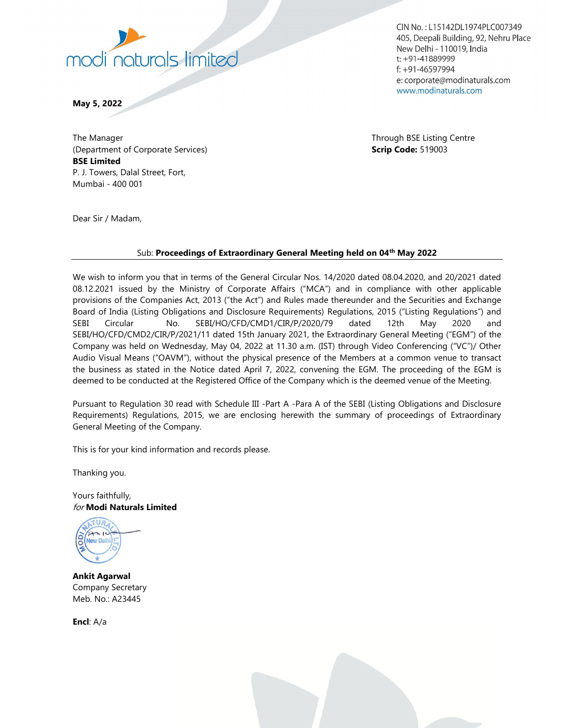modi naturals limited

CIN No. : L15142DL1974PLC007349
405, Deepali Building, 92, Nehru Place
New Delhi - 110019, India
t: +91-41889999
f: +91-46597994
e: corporate@modinaturals.com
www.modinaturals.com

**May 5, 2022**

The Manager
(Department of Corporate Services)
**BSE Limited**
P. J. Towers, Dalal Street, Fort,
Mumbai - 400 001

Through BSE Listing Centre
**Scrip Code:** 519003

Dear Sir / Madam,

Sub: **Proceedings of Extraordinary General Meeting held on 04th May 2022**

We wish to inform you that in terms of the General Circular Nos. 14/2020 dated 08.04.2020, and 20/2021 dated 08.12.2021 issued by the Ministry of Corporate Affairs ("MCA") and in compliance with other applicable provisions of the Companies Act, 2013 ("the Act") and Rules made thereunder and the Securities and Exchange Board of India (Listing Obligations and Disclosure Requirements) Regulations, 2015 ("Listing Regulations") and SEBI Circular No. SEBI/HO/CFD/CMD1/CIR/P/2020/79 dated 12th May 2020 and SEBI/HO/CFD/CMD2/CIR/P/2021/11 dated 15th January 2021, the Extraordinary General Meeting ("EGM") of the Company was held on Wednesday, May 04, 2022 at 11.30 a.m. (IST) through Video Conferencing ("VC")/ Other Audio Visual Means ("OAVM"), without the physical presence of the Members at a common venue to transact the business as stated in the Notice dated April 7, 2022, convening the EGM. The proceeding of the EGM is deemed to be conducted at the Registered Office of the Company which is the deemed venue of the Meeting.

Pursuant to Regulation 30 read with Schedule III -Part A -Para A of the SEBI (Listing Obligations and Disclosure Requirements) Regulations, 2015, we are enclosing herewith the summary of proceedings of Extraordinary General Meeting of the Company.

This is for your kind information and records please.

Thanking you.

Yours faithfully,
*for* **Modi Naturals Limited**

**Ankit Agarwal**
Company Secretary
Meb. No.: A23445

**Encl**: A/a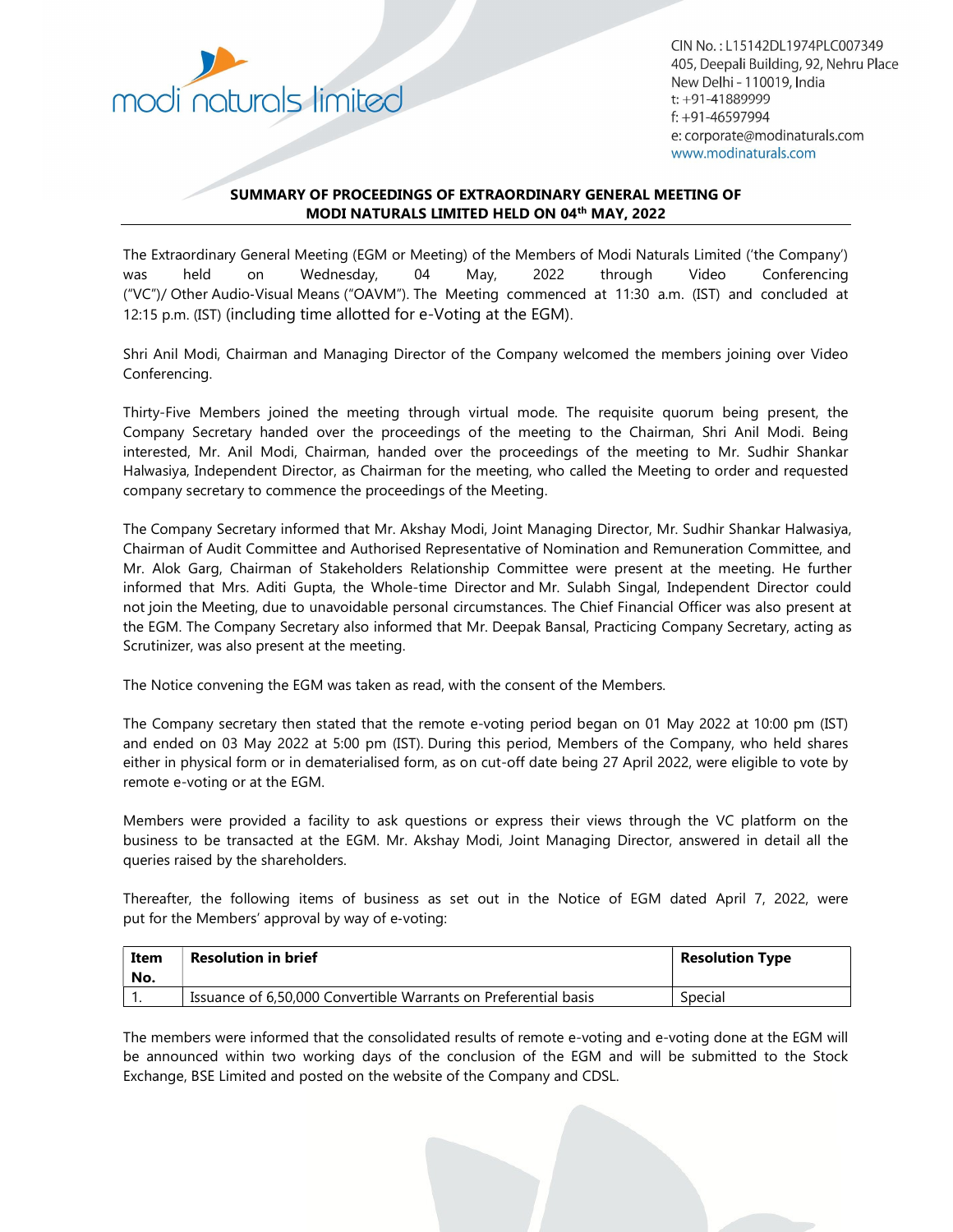CIN No.: L15142DL1974PLC007349
405, Deepali Building, 92, Nehru Place
New Delhi - 110019, India
t: +91-41889999
f: +91-46597994
e: corporate@modinaturals.com
www.modinaturals.com

## SUMMARY OF PROCEEDINGS OF EXTRAORDINARY GENERAL MEETING OF MODI NATURALS LIMITED HELD ON 04th MAY, 2022

The Extraordinary General Meeting (EGM or Meeting) of the Members of Modi Naturals Limited ('the Company') was held on Wednesday, 04 May, 2022 through Video Conferencing ("VC")/ Other Audio-Visual Means ("OAVM"). The Meeting commenced at 11:30 a.m. (IST) and concluded at 12:15 p.m. (IST) (including time allotted for e-Voting at the EGM).

Shri Anil Modi, Chairman and Managing Director of the Company welcomed the members joining over Video Conferencing.

Thirty-Five Members joined the meeting through virtual mode. The requisite quorum being present, the Company Secretary handed over the proceedings of the meeting to the Chairman, Shri Anil Modi. Being interested, Mr. Anil Modi, Chairman, handed over the proceedings of the meeting to Mr. Sudhir Shankar Halwasiya, Independent Director, as Chairman for the meeting, who called the Meeting to order and requested company secretary to commence the proceedings of the Meeting.

The Company Secretary informed that Mr. Akshay Modi, Joint Managing Director, Mr. Sudhir Shankar Halwasiya, Chairman of Audit Committee and Authorised Representative of Nomination and Remuneration Committee, and Mr. Alok Garg, Chairman of Stakeholders Relationship Committee were present at the meeting. He further informed that Mrs. Aditi Gupta, the Whole-time Director and Mr. Sulabh Singal, Independent Director could not join the Meeting, due to unavoidable personal circumstances. The Chief Financial Officer was also present at the EGM. The Company Secretary also informed that Mr. Deepak Bansal, Practicing Company Secretary, acting as Scrutinizer, was also present at the meeting.

The Notice convening the EGM was taken as read, with the consent of the Members.

The Company secretary then stated that the remote e-voting period began on 01 May 2022 at 10:00 pm (IST) and ended on 03 May 2022 at 5:00 pm (IST). During this period, Members of the Company, who held shares either in physical form or in dematerialised form, as on cut-off date being 27 April 2022, were eligible to vote by remote e-voting or at the EGM.

Members were provided a facility to ask questions or express their views through the VC platform on the business to be transacted at the EGM. Mr. Akshay Modi, Joint Managing Director, answered in detail all the queries raised by the shareholders.

Thereafter, the following items of business as set out in the Notice of EGM dated April 7, 2022, were put for the Members' approval by way of e-voting:

| Item No. | Resolution in brief | Resolution Type |
|---|---|---|
| 1. | Issuance of 6,50,000 Convertible Warrants on Preferential basis | Special |

The members were informed that the consolidated results of remote e-voting and e-voting done at the EGM will be announced within two working days of the conclusion of the EGM and will be submitted to the Stock Exchange, BSE Limited and posted on the website of the Company and CDSL.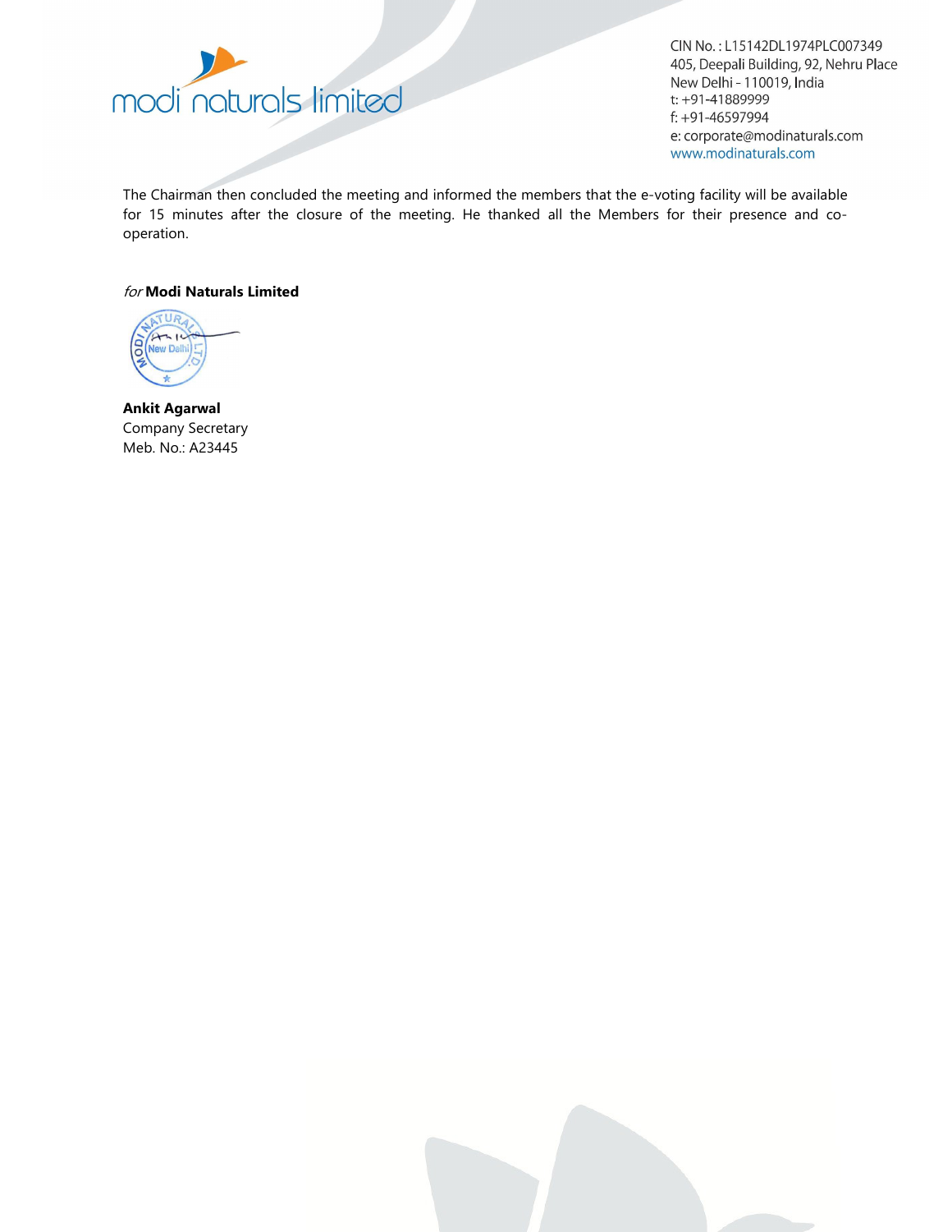The Chairman then concluded the meeting and informed the members that the e-voting facility will be available for 15 minutes after the closure of the meeting. He thanked all the Members for their presence and co-operation.

*for* **Modi Naturals Limited**

**Ankit Agarwal**
Company Secretary
Meb. No.: A23445